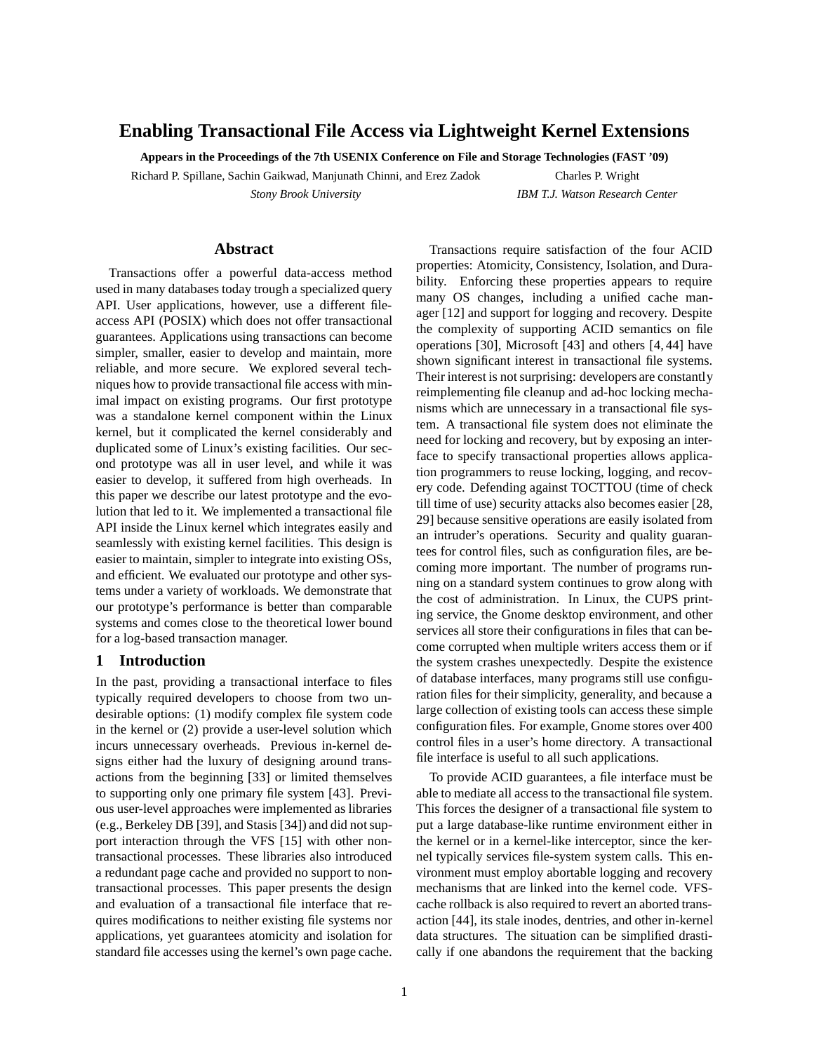# Enabling Transactional File Access via Lightweight Kernel Extensions

**Appears in the Proceedings of the 7th USENIX Conference on File and Storage Technologies (FAST '09)**

Richard P. Spillane, Sachin Gaikwad, Manjunath Chinni, and Erez Zadok
*Stony Brook University*

Charles P. Wright
*IBM T.J. Watson Research Center*

## Abstract

Transactions offer a powerful data-access method used in many databases today trough a specialized query API. User applications, however, use a different file-access API (POSIX) which does not offer transactional guarantees. Applications using transactions can become simpler, smaller, easier to develop and maintain, more reliable, and more secure. We explored several techniques how to provide transactional file access with minimal impact on existing programs. Our first prototype was a standalone kernel component within the Linux kernel, but it complicated the kernel considerably and duplicated some of Linux's existing facilities. Our second prototype was all in user level, and while it was easier to develop, it suffered from high overheads. In this paper we describe our latest prototype and the evolution that led to it. We implemented a transactional file API inside the Linux kernel which integrates easily and seamlessly with existing kernel facilities. This design is easier to maintain, simpler to integrate into existing OSs, and efficient. We evaluated our prototype and other systems under a variety of workloads. We demonstrate that our prototype's performance is better than comparable systems and comes close to the theoretical lower bound for a log-based transaction manager.

## 1 Introduction

In the past, providing a transactional interface to files typically required developers to choose from two undesirable options: (1) modify complex file system code in the kernel or (2) provide a user-level solution which incurs unnecessary overheads. Previous in-kernel designs either had the luxury of designing around transactions from the beginning [33] or limited themselves to supporting only one primary file system [43]. Previous user-level approaches were implemented as libraries (e.g., Berkeley DB [39], and Stasis [34]) and did not support interaction through the VFS [15] with other non-transactional processes. These libraries also introduced a redundant page cache and provided no support to non-transactional processes. This paper presents the design and evaluation of a transactional file interface that requires modifications to neither existing file systems nor applications, yet guarantees atomicity and isolation for standard file accesses using the kernel's own page cache.

Transactions require satisfaction of the four ACID properties: Atomicity, Consistency, Isolation, and Durability. Enforcing these properties appears to require many OS changes, including a unified cache manager [12] and support for logging and recovery. Despite the complexity of supporting ACID semantics on file operations [30], Microsoft [43] and others [4, 44] have shown significant interest in transactional file systems. Their interest is not surprising: developers are constantly reimplementing file cleanup and ad-hoc locking mechanisms which are unnecessary in a transactional file system. A transactional file system does not eliminate the need for locking and recovery, but by exposing an interface to specify transactional properties allows application programmers to reuse locking, logging, and recovery code. Defending against TOCTTOU (time of check till time of use) security attacks also becomes easier [28, 29] because sensitive operations are easily isolated from an intruder's operations. Security and quality guarantees for control files, such as configuration files, are becoming more important. The number of programs running on a standard system continues to grow along with the cost of administration. In Linux, the CUPS printing service, the Gnome desktop environment, and other services all store their configurations in files that can become corrupted when multiple writers access them or if the system crashes unexpectedly. Despite the existence of database interfaces, many programs still use configuration files for their simplicity, generality, and because a large collection of existing tools can access these simple configuration files. For example, Gnome stores over 400 control files in a user's home directory. A transactional file interface is useful to all such applications.

To provide ACID guarantees, a file interface must be able to mediate all access to the transactional file system. This forces the designer of a transactional file system to put a large database-like runtime environment either in the kernel or in a kernel-like interceptor, since the kernel typically services file-system system calls. This environment must employ abortable logging and recovery mechanisms that are linked into the kernel code. VFS-cache rollback is also required to revert an aborted transaction [44], its stale inodes, dentries, and other in-kernel data structures. The situation can be simplified drastically if one abandons the requirement that the backing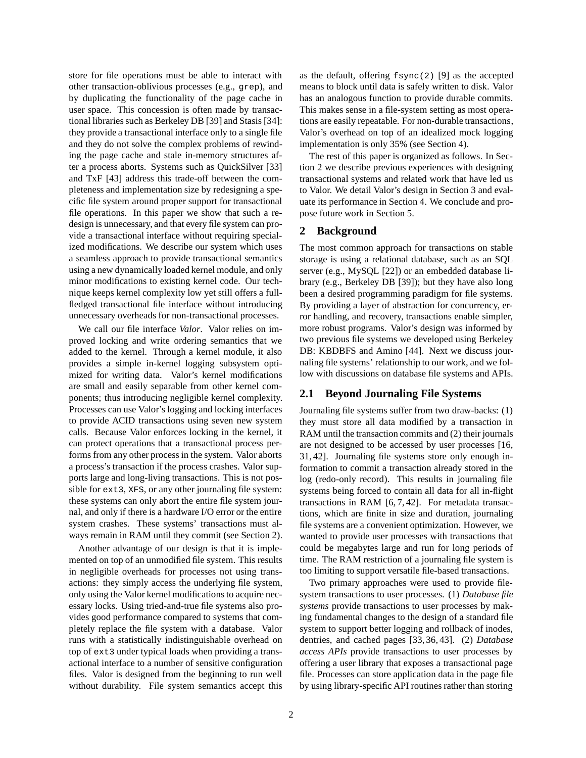store for file operations must be able to interact with other transaction-oblivious processes (e.g., `grep`), and by duplicating the functionality of the page cache in user space. This concession is often made by transactional libraries such as Berkeley DB [39] and Stasis [34]: they provide a transactional interface only to a single file and they do not solve the complex problems of rewinding the page cache and stale in-memory structures after a process aborts. Systems such as QuickSilver [33] and TxF [43] address this trade-off between the completeness and implementation size by redesigning a specific file system around proper support for transactional file operations. In this paper we show that such a redesign is unnecessary, and that every file system can provide a transactional interface without requiring specialized modifications. We describe our system which uses a seamless approach to provide transactional semantics using a new dynamically loaded kernel module, and only minor modifications to existing kernel code. Our technique keeps kernel complexity low yet still offers a full-fledged transactional file interface without introducing unnecessary overheads for non-transactional processes.

We call our file interface *Valor*. Valor relies on improved locking and write ordering semantics that we added to the kernel. Through a kernel module, it also provides a simple in-kernel logging subsystem optimized for writing data. Valor's kernel modifications are small and easily separable from other kernel components; thus introducing negligible kernel complexity. Processes can use Valor's logging and locking interfaces to provide ACID transactions using seven new system calls. Because Valor enforces locking in the kernel, it can protect operations that a transactional process performs from any other process in the system. Valor aborts a process's transaction if the process crashes. Valor supports large and long-living transactions. This is not possible for `ext3`, `XFS`, or any other journaling file system: these systems can only abort the entire file system journal, and only if there is a hardware I/O error or the entire system crashes. These systems' transactions must always remain in RAM until they commit (see Section 2).

Another advantage of our design is that it is implemented on top of an unmodified file system. This results in negligible overheads for processes not using transactions: they simply access the underlying file system, only using the Valor kernel modifications to acquire necessary locks. Using tried-and-true file systems also provides good performance compared to systems that completely replace the file system with a database. Valor runs with a statistically indistinguishable overhead on top of `ext3` under typical loads when providing a transactional interface to a number of sensitive configuration files. Valor is designed from the beginning to run well without durability. File system semantics accept this as the default, offering `fsync(2)` [9] as the accepted means to block until data is safely written to disk. Valor has an analogous function to provide durable commits. This makes sense in a file-system setting as most operations are easily repeatable. For non-durable transactions, Valor's overhead on top of an idealized mock logging implementation is only 35% (see Section 4).

The rest of this paper is organized as follows. In Section 2 we describe previous experiences with designing transactional systems and related work that have led us to Valor. We detail Valor's design in Section 3 and evaluate its performance in Section 4. We conclude and propose future work in Section 5.

## 2 Background

The most common approach for transactions on stable storage is using a relational database, such as an SQL server (e.g., MySQL [22]) or an embedded database library (e.g., Berkeley DB [39]); but they have also long been a desired programming paradigm for file systems. By providing a layer of abstraction for concurrency, error handling, and recovery, transactions enable simpler, more robust programs. Valor's design was informed by two previous file systems we developed using Berkeley DB: KBDBFS and Amino [44]. Next we discuss journaling file systems' relationship to our work, and we follow with discussions on database file systems and APIs.

### 2.1 Beyond Journaling File Systems

Journaling file systems suffer from two draw-backs: (1) they must store all data modified by a transaction in RAM until the transaction commits and (2) their journals are not designed to be accessed by user processes [16, 31, 42]. Journaling file systems store only enough information to commit a transaction already stored in the log (redo-only record). This results in journaling file systems being forced to contain all data for all in-flight transactions in RAM [6, 7, 42]. For metadata transactions, which are finite in size and duration, journaling file systems are a convenient optimization. However, we wanted to provide user processes with transactions that could be megabytes large and run for long periods of time. The RAM restriction of a journaling file system is too limiting to support versatile file-based transactions.

Two primary approaches were used to provide file-system transactions to user processes. (1) *Database file systems* provide transactions to user processes by making fundamental changes to the design of a standard file system to support better logging and rollback of inodes, dentries, and cached pages [33, 36, 43]. (2) *Database access APIs* provide transactions to user processes by offering a user library that exposes a transactional page file. Processes can store application data in the page file by using library-specific API routines rather than storing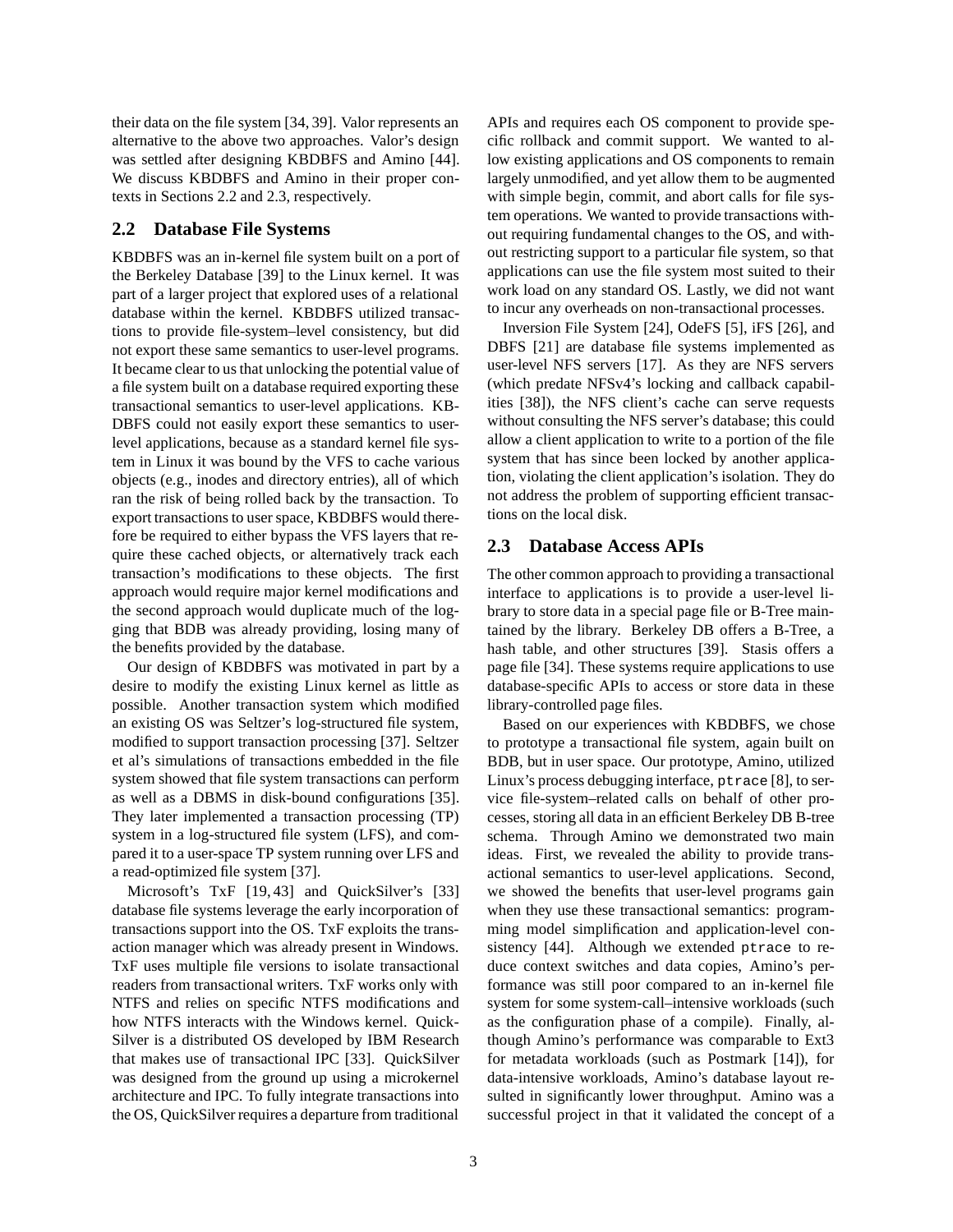their data on the file system [34, 39]. Valor represents an alternative to the above two approaches. Valor's design was settled after designing KBDBFS and Amino [44]. We discuss KBDBFS and Amino in their proper contexts in Sections 2.2 and 2.3, respectively.

## 2.2 Database File Systems

KBDBFS was an in-kernel file system built on a port of the Berkeley Database [39] to the Linux kernel. It was part of a larger project that explored uses of a relational database within the kernel. KBDBFS utilized transactions to provide file-system–level consistency, but did not export these same semantics to user-level programs. It became clear to us that unlocking the potential value of a file system built on a database required exporting these transactional semantics to user-level applications. KBDBFS could not easily export these semantics to user-level applications, because as a standard kernel file system in Linux it was bound by the VFS to cache various objects (e.g., inodes and directory entries), all of which ran the risk of being rolled back by the transaction. To export transactions to user space, KBDBFS would therefore be required to either bypass the VFS layers that require these cached objects, or alternatively track each transaction's modifications to these objects. The first approach would require major kernel modifications and the second approach would duplicate much of the logging that BDB was already providing, losing many of the benefits provided by the database.

Our design of KBDBFS was motivated in part by a desire to modify the existing Linux kernel as little as possible. Another transaction system which modified an existing OS was Seltzer's log-structured file system, modified to support transaction processing [37]. Seltzer et al's simulations of transactions embedded in the file system showed that file system transactions can perform as well as a DBMS in disk-bound configurations [35]. They later implemented a transaction processing (TP) system in a log-structured file system (LFS), and compared it to a user-space TP system running over LFS and a read-optimized file system [37].

Microsoft's TxF [19, 43] and QuickSilver's [33] database file systems leverage the early incorporation of transactions support into the OS. TxF exploits the transaction manager which was already present in Windows. TxF uses multiple file versions to isolate transactional readers from transactional writers. TxF works only with NTFS and relies on specific NTFS modifications and how NTFS interacts with the Windows kernel. QuickSilver is a distributed OS developed by IBM Research that makes use of transactional IPC [33]. QuickSilver was designed from the ground up using a microkernel architecture and IPC. To fully integrate transactions into the OS, QuickSilver requires a departure from traditional APIs and requires each OS component to provide specific rollback and commit support. We wanted to allow existing applications and OS components to remain largely unmodified, and yet allow them to be augmented with simple begin, commit, and abort calls for file system operations. We wanted to provide transactions without requiring fundamental changes to the OS, and without restricting support to a particular file system, so that applications can use the file system most suited to their work load on any standard OS. Lastly, we did not want to incur any overheads on non-transactional processes.

Inversion File System [24], OdeFS [5], iFS [26], and DBFS [21] are database file systems implemented as user-level NFS servers [17]. As they are NFS servers (which predate NFSv4's locking and callback capabilities [38]), the NFS client's cache can serve requests without consulting the NFS server's database; this could allow a client application to write to a portion of the file system that has since been locked by another application, violating the client application's isolation. They do not address the problem of supporting efficient transactions on the local disk.

## 2.3 Database Access APIs

The other common approach to providing a transactional interface to applications is to provide a user-level library to store data in a special page file or B-Tree maintained by the library. Berkeley DB offers a B-Tree, a hash table, and other structures [39]. Stasis offers a page file [34]. These systems require applications to use database-specific APIs to access or store data in these library-controlled page files.

Based on our experiences with KBDBFS, we chose to prototype a transactional file system, again built on BDB, but in user space. Our prototype, Amino, utilized Linux's process debugging interface, `ptrace` [8], to service file-system–related calls on behalf of other processes, storing all data in an efficient Berkeley DB B-tree schema. Through Amino we demonstrated two main ideas. First, we revealed the ability to provide transactional semantics to user-level applications. Second, we showed the benefits that user-level programs gain when they use these transactional semantics: programming model simplification and application-level consistency [44]. Although we extended `ptrace` to reduce context switches and data copies, Amino's performance was still poor compared to an in-kernel file system for some system-call–intensive workloads (such as the configuration phase of a compile). Finally, although Amino's performance was comparable to Ext3 for metadata workloads (such as Postmark [14]), for data-intensive workloads, Amino's database layout resulted in significantly lower throughput. Amino was a successful project in that it validated the concept of a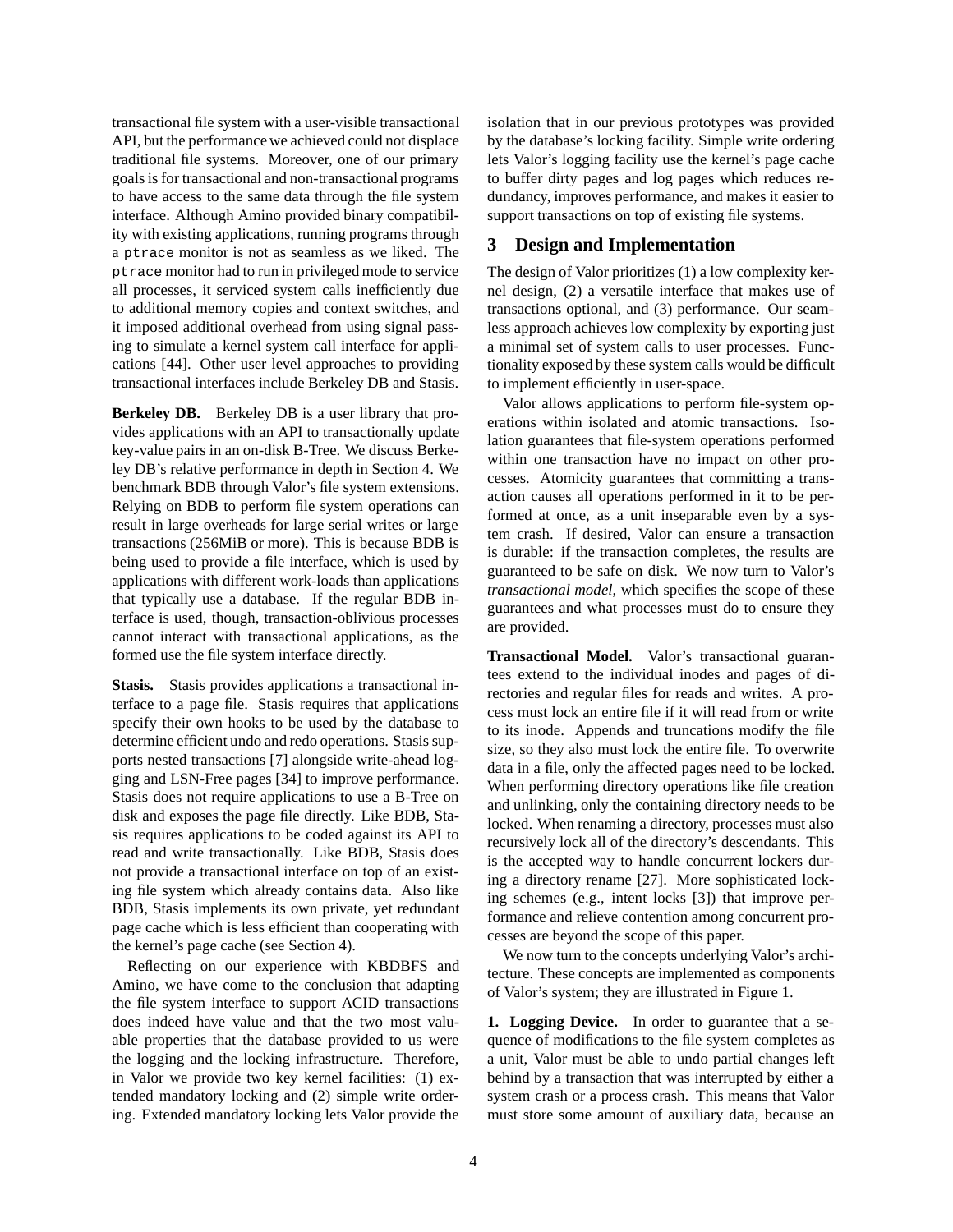transactional file system with a user-visible transactional API, but the performance we achieved could not displace traditional file systems. Moreover, one of our primary goals is for transactional and non-transactional programs to have access to the same data through the file system interface. Although Amino provided binary compatibility with existing applications, running programs through a `ptrace` monitor is not as seamless as we liked. The `ptrace` monitor had to run in privileged mode to service all processes, it serviced system calls inefficiently due to additional memory copies and context switches, and it imposed additional overhead from using signal passing to simulate a kernel system call interface for applications [44]. Other user level approaches to providing transactional interfaces include Berkeley DB and Stasis.

**Berkeley DB.** Berkeley DB is a user library that provides applications with an API to transactionally update key-value pairs in an on-disk B-Tree. We discuss Berkeley DB's relative performance in depth in Section 4. We benchmark BDB through Valor's file system extensions. Relying on BDB to perform file system operations can result in large overheads for large serial writes or large transactions (256MiB or more). This is because BDB is being used to provide a file interface, which is used by applications with different work-loads than applications that typically use a database. If the regular BDB interface is used, though, transaction-oblivious processes cannot interact with transactional applications, as the formed use the file system interface directly.

**Stasis.** Stasis provides applications a transactional interface to a page file. Stasis requires that applications specify their own hooks to be used by the database to determine efficient undo and redo operations. Stasis supports nested transactions [7] alongside write-ahead logging and LSN-Free pages [34] to improve performance. Stasis does not require applications to use a B-Tree on disk and exposes the page file directly. Like BDB, Stasis requires applications to be coded against its API to read and write transactionally. Like BDB, Stasis does not provide a transactional interface on top of an existing file system which already contains data. Also like BDB, Stasis implements its own private, yet redundant page cache which is less efficient than cooperating with the kernel's page cache (see Section 4).

Reflecting on our experience with KBDBFS and Amino, we have come to the conclusion that adapting the file system interface to support ACID transactions does indeed have value and that the two most valuable properties that the database provided to us were the logging and the locking infrastructure. Therefore, in Valor we provide two key kernel facilities: (1) extended mandatory locking and (2) simple write ordering. Extended mandatory locking lets Valor provide the isolation that in our previous prototypes was provided by the database's locking facility. Simple write ordering lets Valor's logging facility use the kernel's page cache to buffer dirty pages and log pages which reduces redundancy, improves performance, and makes it easier to support transactions on top of existing file systems.

## 3 Design and Implementation

The design of Valor prioritizes (1) a low complexity kernel design, (2) a versatile interface that makes use of transactions optional, and (3) performance. Our seamless approach achieves low complexity by exporting just a minimal set of system calls to user processes. Functionality exposed by these system calls would be difficult to implement efficiently in user-space.

Valor allows applications to perform file-system operations within isolated and atomic transactions. Isolation guarantees that file-system operations performed within one transaction have no impact on other processes. Atomicity guarantees that committing a transaction causes all operations performed in it to be performed at once, as a unit inseparable even by a system crash. If desired, Valor can ensure a transaction is durable: if the transaction completes, the results are guaranteed to be safe on disk. We now turn to Valor's *transactional model*, which specifies the scope of these guarantees and what processes must do to ensure they are provided.

**Transactional Model.** Valor's transactional guarantees extend to the individual inodes and pages of directories and regular files for reads and writes. A process must lock an entire file if it will read from or write to its inode. Appends and truncations modify the file size, so they also must lock the entire file. To overwrite data in a file, only the affected pages need to be locked. When performing directory operations like file creation and unlinking, only the containing directory needs to be locked. When renaming a directory, processes must also recursively lock all of the directory's descendants. This is the accepted way to handle concurrent lockers during a directory rename [27]. More sophisticated locking schemes (e.g., intent locks [3]) that improve performance and relieve contention among concurrent processes are beyond the scope of this paper.

We now turn to the concepts underlying Valor's architecture. These concepts are implemented as components of Valor's system; they are illustrated in Figure 1.

**1. Logging Device.** In order to guarantee that a sequence of modifications to the file system completes as a unit, Valor must be able to undo partial changes left behind by a transaction that was interrupted by either a system crash or a process crash. This means that Valor must store some amount of auxiliary data, because an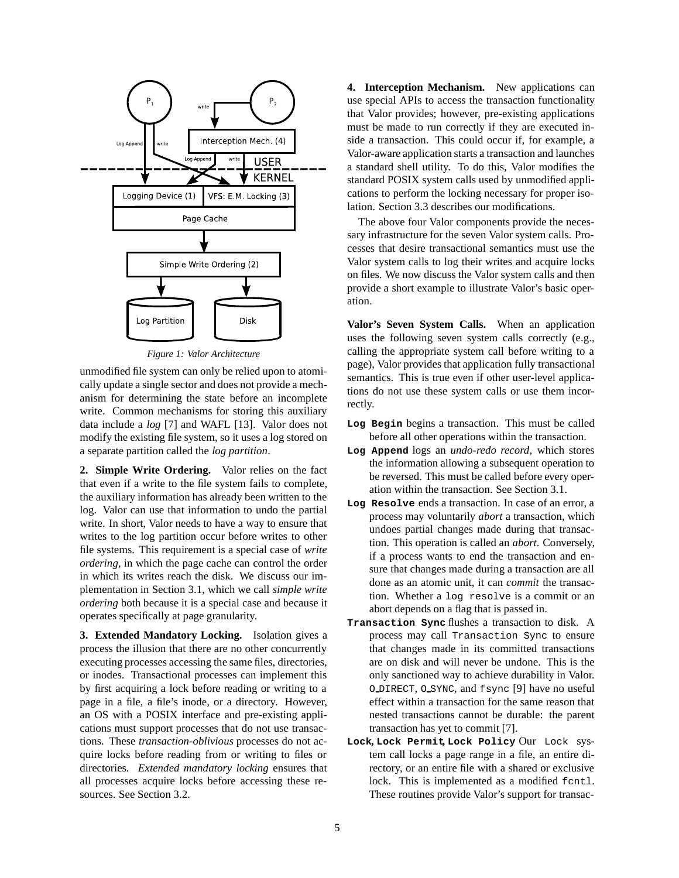*Figure 1: Valor Architecture*

unmodified file system can only be relied upon to atomically update a single sector and does not provide a mechanism for determining the state before an incomplete write. Common mechanisms for storing this auxiliary data include a *log* [7] and WAFL [13]. Valor does not modify the existing file system, so it uses a log stored on a separate partition called the *log partition*.

**2. Simple Write Ordering.** Valor relies on the fact that even if a write to the file system fails to complete, the auxiliary information has already been written to the log. Valor can use that information to undo the partial write. In short, Valor needs to have a way to ensure that writes to the log partition occur before writes to other file systems. This requirement is a special case of *write ordering*, in which the page cache can control the order in which its writes reach the disk. We discuss our implementation in Section 3.1, which we call *simple write ordering* both because it is a special case and because it operates specifically at page granularity.

**3. Extended Mandatory Locking.** Isolation gives a process the illusion that there are no other concurrently executing processes accessing the same files, directories, or inodes. Transactional processes can implement this by first acquiring a lock before reading or writing to a page in a file, a file's inode, or a directory. However, an OS with a POSIX interface and pre-existing applications must support processes that do not use transactions. These *transaction-oblivious* processes do not acquire locks before reading from or writing to files or directories. *Extended mandatory locking* ensures that all processes acquire locks before accessing these resources. See Section 3.2.

**4. Interception Mechanism.** New applications can use special APIs to access the transaction functionality that Valor provides; however, pre-existing applications must be made to run correctly if they are executed inside a transaction. This could occur if, for example, a Valor-aware application starts a transaction and launches a standard shell utility. To do this, Valor modifies the standard POSIX system calls used by unmodified applications to perform the locking necessary for proper isolation. Section 3.3 describes our modifications.

The above four Valor components provide the necessary infrastructure for the seven Valor system calls. Processes that desire transactional semantics must use the Valor system calls to log their writes and acquire locks on files. We now discuss the Valor system calls and then provide a short example to illustrate Valor's basic operation.

**Valor's Seven System Calls.** When an application uses the following seven system calls correctly (e.g., calling the appropriate system call before writing to a page), Valor provides that application fully transactional semantics. This is true even if other user-level applications do not use these system calls or use them incorrectly.

- **`Log Begin`** begins a transaction. This must be called before all other operations within the transaction.
- **`Log Append`** logs an *undo-redo record*, which stores the information allowing a subsequent operation to be reversed. This must be called before every operation within the transaction. See Section 3.1.
- **`Log Resolve`** ends a transaction. In case of an error, a process may voluntarily *abort* a transaction, which undoes partial changes made during that transaction. This operation is called an *abort*. Conversely, if a process wants to end the transaction and ensure that changes made during a transaction are all done as an atomic unit, it can *commit* the transaction. Whether a `log resolve` is a commit or an abort depends on a flag that is passed in.
- **`Transaction Sync`** flushes a transaction to disk. A process may call `Transaction Sync` to ensure that changes made in its committed transactions are on disk and will never be undone. This is the only sanctioned way to achieve durability in Valor. `O_DIRECT`, `O_SYNC`, and `fsync` [9] have no useful effect within a transaction for the same reason that nested transactions cannot be durable: the parent transaction has yet to commit [7].
- **`Lock`, `Lock Permit`, `Lock Policy`** Our `Lock` system call locks a page range in a file, an entire directory, or an entire file with a shared or exclusive lock. This is implemented as a modified `fcntl`. These routines provide Valor's support for transac-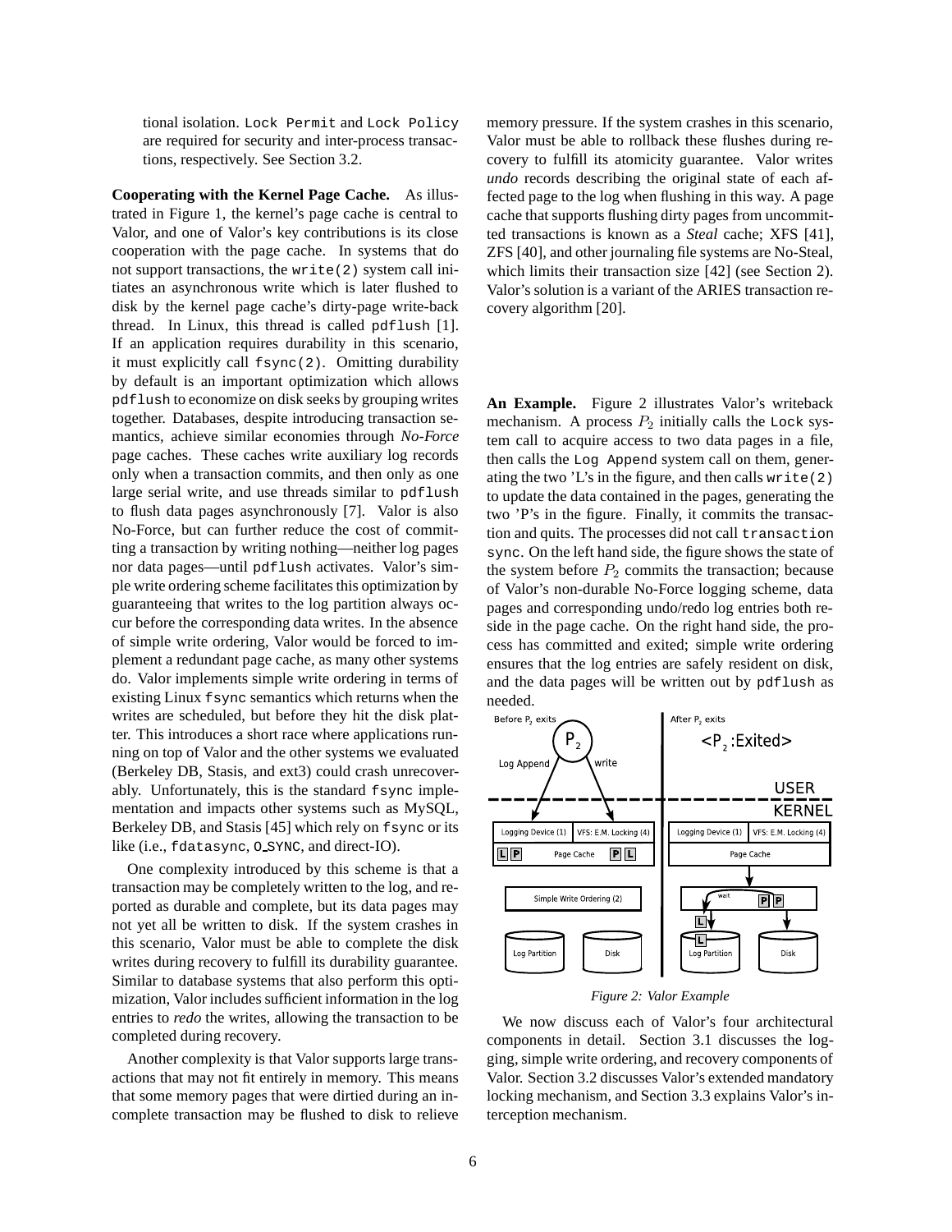tional isolation. `Lock Permit` and `Lock Policy` are required for security and inter-process transactions, respectively. See Section 3.2.

**Cooperating with the Kernel Page Cache.** As illustrated in Figure 1, the kernel's page cache is central to Valor, and one of Valor's key contributions is its close cooperation with the page cache. In systems that do not support transactions, the `write(2)` system call initiates an asynchronous write which is later flushed to disk by the kernel page cache's dirty-page write-back thread. In Linux, this thread is called `pdflush` [1]. If an application requires durability in this scenario, it must explicitly call `fsync(2)`. Omitting durability by default is an important optimization which allows `pdflush` to economize on disk seeks by grouping writes together. Databases, despite introducing transaction semantics, achieve similar economies through *No-Force* page caches. These caches write auxiliary log records only when a transaction commits, and then only as one large serial write, and use threads similar to `pdflush` to flush data pages asynchronously [7]. Valor is also No-Force, but can further reduce the cost of committing a transaction by writing nothing—neither log pages nor data pages—until `pdflush` activates. Valor's simple write ordering scheme facilitates this optimization by guaranteeing that writes to the log partition always occur before the corresponding data writes. In the absence of simple write ordering, Valor would be forced to implement a redundant page cache, as many other systems do. Valor implements simple write ordering in terms of existing Linux `fsync` semantics which returns when the writes are scheduled, but before they hit the disk platter. This introduces a short race where applications running on top of Valor and the other systems we evaluated (Berkeley DB, Stasis, and ext3) could crash unrecoverably. Unfortunately, this is the standard `fsync` implementation and impacts other systems such as MySQL, Berkeley DB, and Stasis [45] which rely on `fsync` or its like (i.e., `fdatasync`, `O_SYNC`, and direct-IO).

One complexity introduced by this scheme is that a transaction may be completely written to the log, and reported as durable and complete, but its data pages may not yet all be written to disk. If the system crashes in this scenario, Valor must be able to complete the disk writes during recovery to fulfill its durability guarantee. Similar to database systems that also perform this optimization, Valor includes sufficient information in the log entries to *redo* the writes, allowing the transaction to be completed during recovery.

Another complexity is that Valor supports large transactions that may not fit entirely in memory. This means that some memory pages that were dirtied during an incomplete transaction may be flushed to disk to relieve memory pressure. If the system crashes in this scenario, Valor must be able to rollback these flushes during recovery to fulfill its atomicity guarantee. Valor writes *undo* records describing the original state of each affected page to the log when flushing in this way. A page cache that supports flushing dirty pages from uncommitted transactions is known as a *Steal* cache; XFS [41], ZFS [40], and other journaling file systems are No-Steal, which limits their transaction size [42] (see Section 2). Valor's solution is a variant of the ARIES transaction recovery algorithm [20].

**An Example.** Figure 2 illustrates Valor's writeback mechanism. A process $P_2$ initially calls the `Lock` system call to acquire access to two data pages in a file, then calls the `Log Append` system call on them, generating the two 'L's in the figure, and then calls `write(2)` to update the data contained in the pages, generating the two 'P's in the figure. Finally, it commits the transaction and quits. The processes did not call `transaction sync`. On the left hand side, the figure shows the state of the system before $P_2$ commits the transaction; because of Valor's non-durable No-Force logging scheme, data pages and corresponding undo/redo log entries both reside in the page cache. On the right hand side, the process has committed and exited; simple write ordering ensures that the log entries are safely resident on disk, and the data pages will be written out by `pdflush` as needed.

*Figure 2: Valor Example*

We now discuss each of Valor's four architectural components in detail. Section 3.1 discusses the logging, simple write ordering, and recovery components of Valor. Section 3.2 discusses Valor's extended mandatory locking mechanism, and Section 3.3 explains Valor's interception mechanism.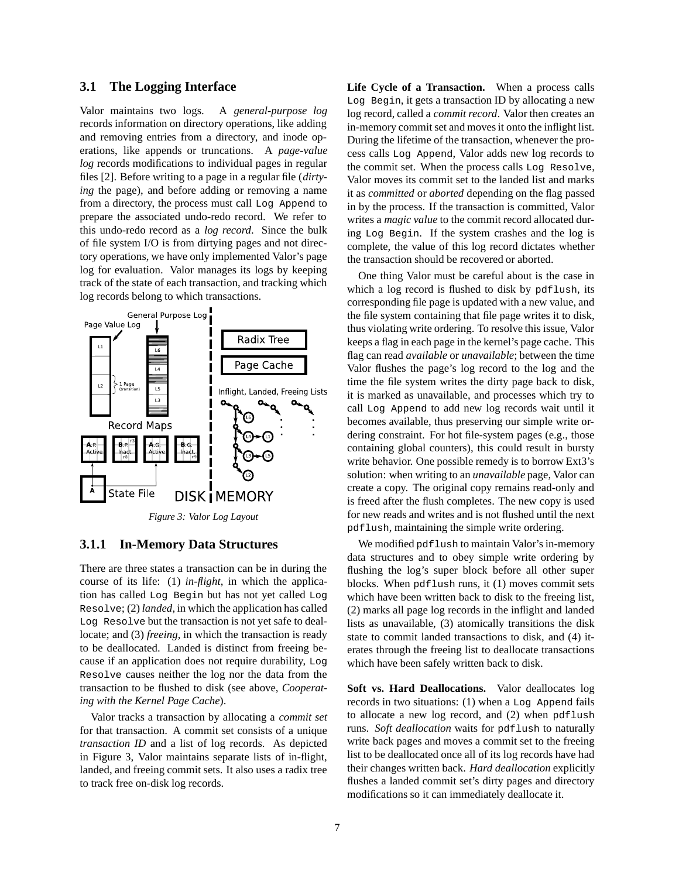## 3.1 The Logging Interface

Valor maintains two logs. A *general-purpose log* records information on directory operations, like adding and removing entries from a directory, and inode operations, like appends or truncations. A *page-value log* records modifications to individual pages in regular files [2]. Before writing to a page in a regular file (*dirtying* the page), and before adding or removing a name from a directory, the process must call `Log Append` to prepare the associated undo-redo record. We refer to this undo-redo record as a *log record*. Since the bulk of file system I/O is from dirtying pages and not directory operations, we have only implemented Valor's page log for evaluation. Valor manages its logs by keeping track of the state of each transaction, and tracking which log records belong to which transactions.

*Figure 3: Valor Log Layout*

### 3.1.1 In-Memory Data Structures

There are three states a transaction can be in during the course of its life: (1) *in-flight*, in which the application has called `Log Begin` but has not yet called `Log Resolve`; (2) *landed*, in which the application has called `Log Resolve` but the transaction is not yet safe to deallocate; and (3) *freeing*, in which the transaction is ready to be deallocated. Landed is distinct from freeing because if an application does not require durability, `Log Resolve` causes neither the log nor the data from the transaction to be flushed to disk (see above, *Cooperating with the Kernel Page Cache*).

Valor tracks a transaction by allocating a *commit set* for that transaction. A commit set consists of a unique *transaction ID* and a list of log records. As depicted in Figure 3, Valor maintains separate lists of in-flight, landed, and freeing commit sets. It also uses a radix tree to track free on-disk log records.

**Life Cycle of a Transaction.** When a process calls `Log Begin`, it gets a transaction ID by allocating a new log record, called a *commit record*. Valor then creates an in-memory commit set and moves it onto the inflight list. During the lifetime of the transaction, whenever the process calls `Log Append`, Valor adds new log records to the commit set. When the process calls `Log Resolve`, Valor moves its commit set to the landed list and marks it as *committed* or *aborted* depending on the flag passed in by the process. If the transaction is committed, Valor writes a *magic value* to the commit record allocated during `Log Begin`. If the system crashes and the log is complete, the value of this log record dictates whether the transaction should be recovered or aborted.

One thing Valor must be careful about is the case in which a log record is flushed to disk by `pdflush`, its corresponding file page is updated with a new value, and the file system containing that file page writes it to disk, thus violating write ordering. To resolve this issue, Valor keeps a flag in each page in the kernel's page cache. This flag can read *available* or *unavailable*; between the time Valor flushes the page's log record to the log and the time the file system writes the dirty page back to disk, it is marked as unavailable, and processes which try to call `Log Append` to add new log records wait until it becomes available, thus preserving our simple write ordering constraint. For hot file-system pages (e.g., those containing global counters), this could result in bursty write behavior. One possible remedy is to borrow Ext3's solution: when writing to an *unavailable* page, Valor can create a copy. The original copy remains read-only and is freed after the flush completes. The new copy is used for new reads and writes and is not flushed until the next `pdflush`, maintaining the simple write ordering.

We modified `pdflush` to maintain Valor's in-memory data structures and to obey simple write ordering by flushing the log's super block before all other super blocks. When `pdflush` runs, it (1) moves commit sets which have been written back to disk to the freeing list, (2) marks all page log records in the inflight and landed lists as unavailable, (3) atomically transitions the disk state to commit landed transactions to disk, and (4) iterates through the freeing list to deallocate transactions which have been safely written back to disk.

**Soft vs. Hard Deallocations.** Valor deallocates log records in two situations: (1) when a `Log Append` fails to allocate a new log record, and (2) when `pdflush` runs. *Soft deallocation* waits for `pdflush` to naturally write back pages and moves a commit set to the freeing list to be deallocated once all of its log records have had their changes written back. *Hard deallocation* explicitly flushes a landed commit set's dirty pages and directory modifications so it can immediately deallocate it.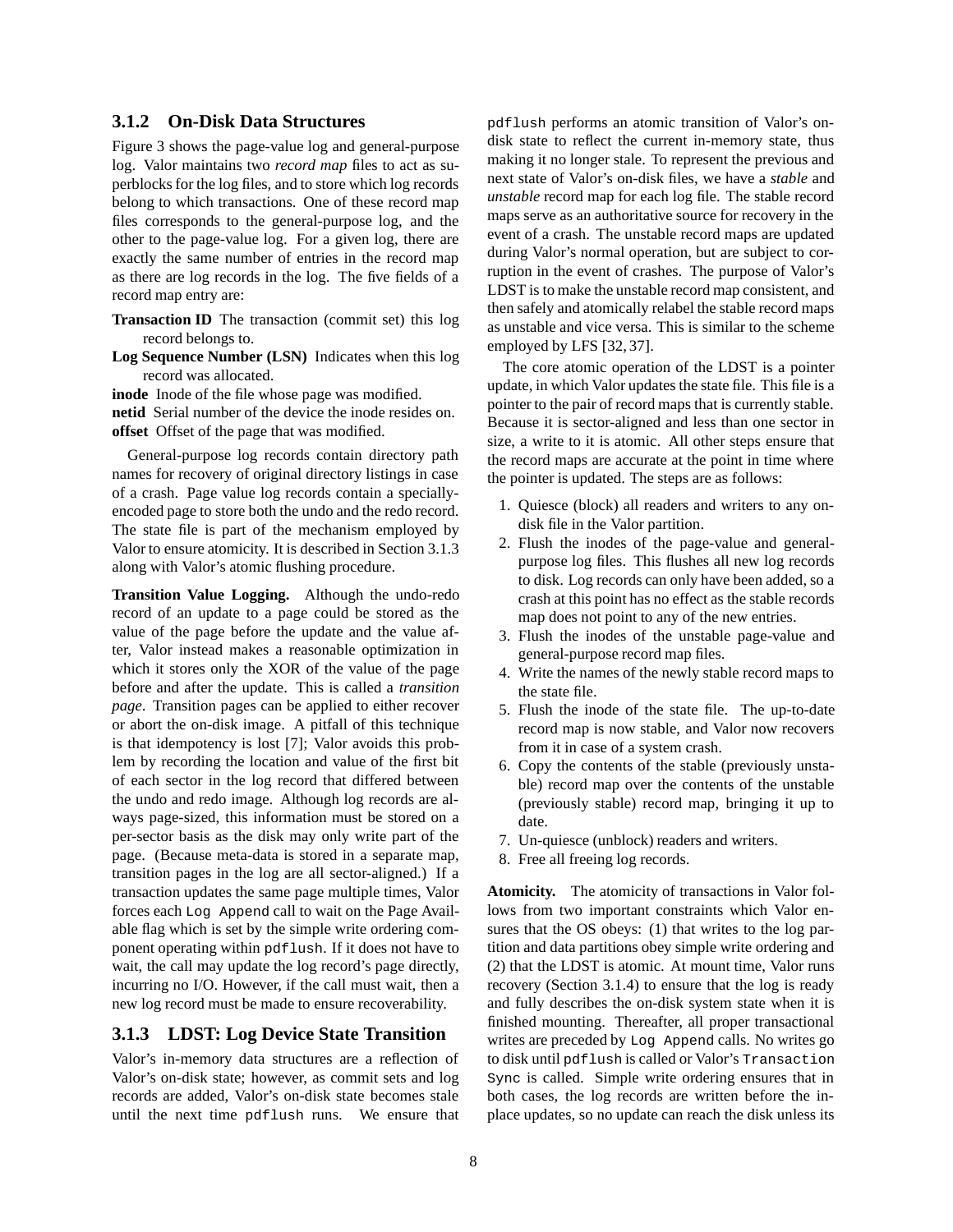### 3.1.2 On-Disk Data Structures

Figure 3 shows the page-value log and general-purpose log. Valor maintains two *record map* files to act as superblocks for the log files, and to store which log records belong to which transactions. One of these record map files corresponds to the general-purpose log, and the other to the page-value log. For a given log, there are exactly the same number of entries in the record map as there are log records in the log. The five fields of a record map entry are:

**Transaction ID** The transaction (commit set) this log record belongs to.

**Log Sequence Number (LSN)** Indicates when this log record was allocated.

**inode** Inode of the file whose page was modified.

**netid** Serial number of the device the inode resides on.

**offset** Offset of the page that was modified.

General-purpose log records contain directory path names for recovery of original directory listings in case of a crash. Page value log records contain a specially-encoded page to store both the undo and the redo record. The state file is part of the mechanism employed by Valor to ensure atomicity. It is described in Section 3.1.3 along with Valor's atomic flushing procedure.

**Transition Value Logging.** Although the undo-redo record of an update to a page could be stored as the value of the page before the update and the value after, Valor instead makes a reasonable optimization in which it stores only the XOR of the value of the page before and after the update. This is called a *transition page*. Transition pages can be applied to either recover or abort the on-disk image. A pitfall of this technique is that idempotency is lost [7]; Valor avoids this problem by recording the location and value of the first bit of each sector in the log record that differed between the undo and redo image. Although log records are always page-sized, this information must be stored on a per-sector basis as the disk may only write part of the page. (Because meta-data is stored in a separate map, transition pages in the log are all sector-aligned.) If a transaction updates the same page multiple times, Valor forces each `Log Append` call to wait on the Page Available flag which is set by the simple write ordering component operating within `pdflush`. If it does not have to wait, the call may update the log record's page directly, incurring no I/O. However, if the call must wait, then a new log record must be made to ensure recoverability.

### 3.1.3 LDST: Log Device State Transition

Valor's in-memory data structures are a reflection of Valor's on-disk state; however, as commit sets and log records are added, Valor's on-disk state becomes stale until the next time `pdflush` runs. We ensure that `pdflush` performs an atomic transition of Valor's on-disk state to reflect the current in-memory state, thus making it no longer stale. To represent the previous and next state of Valor's on-disk files, we have a *stable* and *unstable* record map for each log file. The stable record maps serve as an authoritative source for recovery in the event of a crash. The unstable record maps are updated during Valor's normal operation, but are subject to corruption in the event of crashes. The purpose of Valor's LDST is to make the unstable record map consistent, and then safely and atomically relabel the stable record maps as unstable and vice versa. This is similar to the scheme employed by LFS [32, 37].

The core atomic operation of the LDST is a pointer update, in which Valor updates the state file. This file is a pointer to the pair of record maps that is currently stable. Because it is sector-aligned and less than one sector in size, a write to it is atomic. All other steps ensure that the record maps are accurate at the point in time where the pointer is updated. The steps are as follows:

1. Quiesce (block) all readers and writers to any on-disk file in the Valor partition.
2. Flush the inodes of the page-value and general-purpose log files. This flushes all new log records to disk. Log records can only have been added, so a crash at this point has no effect as the stable records map does not point to any of the new entries.
3. Flush the inodes of the unstable page-value and general-purpose record map files.
4. Write the names of the newly stable record maps to the state file.
5. Flush the inode of the state file. The up-to-date record map is now stable, and Valor now recovers from it in case of a system crash.
6. Copy the contents of the stable (previously unstable) record map over the contents of the unstable (previously stable) record map, bringing it up to date.
7. Un-quiesce (unblock) readers and writers.
8. Free all freeing log records.

**Atomicity.** The atomicity of transactions in Valor follows from two important constraints which Valor ensures that the OS obeys: (1) that writes to the log partition and data partitions obey simple write ordering and (2) that the LDST is atomic. At mount time, Valor runs recovery (Section 3.1.4) to ensure that the log is ready and fully describes the on-disk system state when it is finished mounting. Thereafter, all proper transactional writes are preceded by `Log Append` calls. No writes go to disk until `pdflush` is called or Valor's `Transaction Sync` is called. Simple write ordering ensures that in both cases, the log records are written before the in-place updates, so no update can reach the disk unless its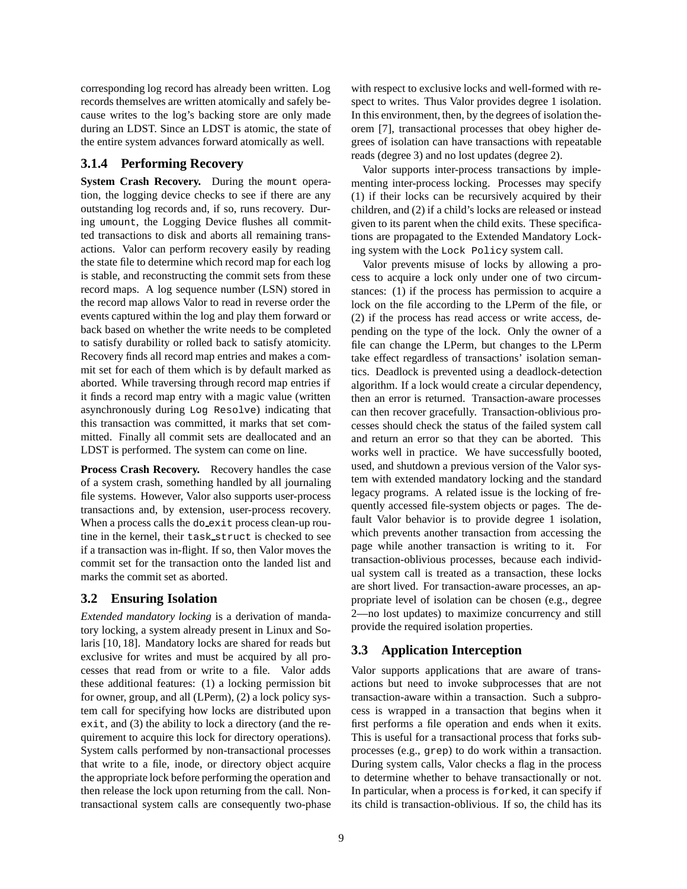corresponding log record has already been written. Log records themselves are written atomically and safely because writes to the log's backing store are only made during an LDST. Since an LDST is atomic, the state of the entire system advances forward atomically as well.

### 3.1.4 Performing Recovery

**System Crash Recovery.** During the mount operation, the logging device checks to see if there are any outstanding log records and, if so, runs recovery. During umount, the Logging Device flushes all committed transactions to disk and aborts all remaining transactions. Valor can perform recovery easily by reading the state file to determine which record map for each log is stable, and reconstructing the commit sets from these record maps. A log sequence number (LSN) stored in the record map allows Valor to read in reverse order the events captured within the log and play them forward or back based on whether the write needs to be completed to satisfy durability or rolled back to satisfy atomicity. Recovery finds all record map entries and makes a commit set for each of them which is by default marked as aborted. While traversing through record map entries if it finds a record map entry with a magic value (written asynchronously during Log Resolve) indicating that this transaction was committed, it marks that set committed. Finally all commit sets are deallocated and an LDST is performed. The system can come on line.

**Process Crash Recovery.** Recovery handles the case of a system crash, something handled by all journaling file systems. However, Valor also supports user-process transactions and, by extension, user-process recovery. When a process calls the do_exit process clean-up routine in the kernel, their task_struct is checked to see if a transaction was in-flight. If so, then Valor moves the commit set for the transaction onto the landed list and marks the commit set as aborted.

## 3.2 Ensuring Isolation

*Extended mandatory locking* is a derivation of mandatory locking, a system already present in Linux and Solaris [10, 18]. Mandatory locks are shared for reads but exclusive for writes and must be acquired by all processes that read from or write to a file. Valor adds these additional features: (1) a locking permission bit for owner, group, and all (LPerm), (2) a lock policy system call for specifying how locks are distributed upon exit, and (3) the ability to lock a directory (and the requirement to acquire this lock for directory operations). System calls performed by non-transactional processes that write to a file, inode, or directory object acquire the appropriate lock before performing the operation and then release the lock upon returning from the call. Non-transactional system calls are consequently two-phase with respect to exclusive locks and well-formed with respect to writes. Thus Valor provides degree 1 isolation. In this environment, then, by the degrees of isolation theorem [7], transactional processes that obey higher degrees of isolation can have transactions with repeatable reads (degree 3) and no lost updates (degree 2).

Valor supports inter-process transactions by implementing inter-process locking. Processes may specify (1) if their locks can be recursively acquired by their children, and (2) if a child's locks are released or instead given to its parent when the child exits. These specifications are propagated to the Extended Mandatory Locking system with the Lock Policy system call.

Valor prevents misuse of locks by allowing a process to acquire a lock only under one of two circumstances: (1) if the process has permission to acquire a lock on the file according to the LPerm of the file, or (2) if the process has read access or write access, depending on the type of the lock. Only the owner of a file can change the LPerm, but changes to the LPerm take effect regardless of transactions' isolation semantics. Deadlock is prevented using a deadlock-detection algorithm. If a lock would create a circular dependency, then an error is returned. Transaction-aware processes can then recover gracefully. Transaction-oblivious processes should check the status of the failed system call and return an error so that they can be aborted. This works well in practice. We have successfully booted, used, and shutdown a previous version of the Valor system with extended mandatory locking and the standard legacy programs. A related issue is the locking of frequently accessed file-system objects or pages. The default Valor behavior is to provide degree 1 isolation, which prevents another transaction from accessing the page while another transaction is writing to it. For transaction-oblivious processes, because each individual system call is treated as a transaction, these locks are short lived. For transaction-aware processes, an appropriate level of isolation can be chosen (e.g., degree 2—no lost updates) to maximize concurrency and still provide the required isolation properties.

## 3.3 Application Interception

Valor supports applications that are aware of transactions but need to invoke subprocesses that are not transaction-aware within a transaction. Such a subprocess is wrapped in a transaction that begins when it first performs a file operation and ends when it exits. This is useful for a transactional process that forks subprocesses (e.g., grep) to do work within a transaction. During system calls, Valor checks a flag in the process to determine whether to behave transactionally or not. In particular, when a process is forked, it can specify if its child is transaction-oblivious. If so, the child has its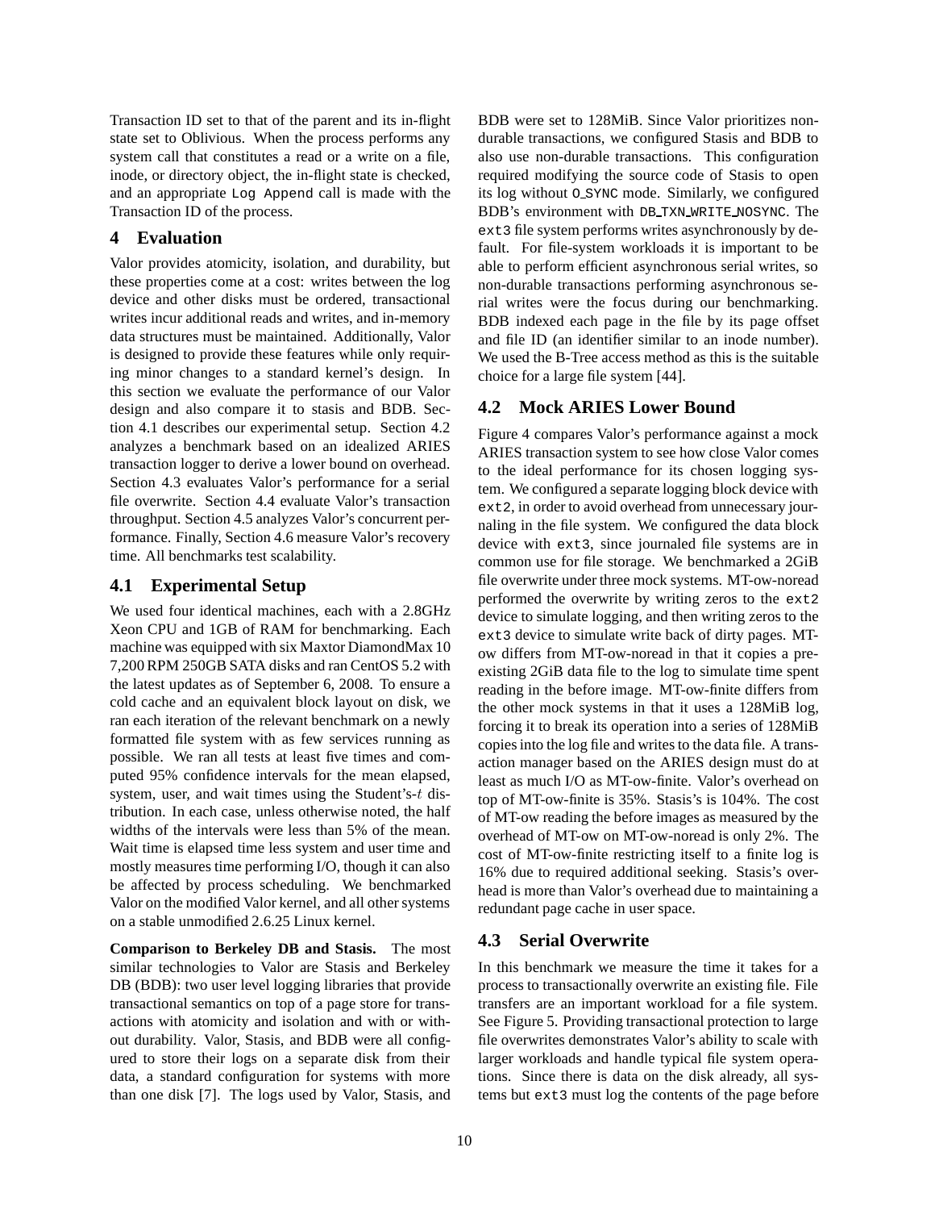Transaction ID set to that of the parent and its in-flight state set to Oblivious. When the process performs any system call that constitutes a read or a write on a file, inode, or directory object, the in-flight state is checked, and an appropriate `Log Append` call is made with the Transaction ID of the process.

## 4 Evaluation

Valor provides atomicity, isolation, and durability, but these properties come at a cost: writes between the log device and other disks must be ordered, transactional writes incur additional reads and writes, and in-memory data structures must be maintained. Additionally, Valor is designed to provide these features while only requiring minor changes to a standard kernel's design. In this section we evaluate the performance of our Valor design and also compare it to stasis and BDB. Section 4.1 describes our experimental setup. Section 4.2 analyzes a benchmark based on an idealized ARIES transaction logger to derive a lower bound on overhead. Section 4.3 evaluates Valor's performance for a serial file overwrite. Section 4.4 evaluate Valor's transaction throughput. Section 4.5 analyzes Valor's concurrent performance. Finally, Section 4.6 measure Valor's recovery time. All benchmarks test scalability.

### 4.1 Experimental Setup

We used four identical machines, each with a 2.8GHz Xeon CPU and 1GB of RAM for benchmarking. Each machine was equipped with six Maxtor DiamondMax 10 7,200 RPM 250GB SATA disks and ran CentOS 5.2 with the latest updates as of September 6, 2008. To ensure a cold cache and an equivalent block layout on disk, we ran each iteration of the relevant benchmark on a newly formatted file system with as few services running as possible. We ran all tests at least five times and computed 95% confidence intervals for the mean elapsed, system, user, and wait times using the Student's-$t$ distribution. In each case, unless otherwise noted, the half widths of the intervals were less than 5% of the mean. Wait time is elapsed time less system and user time and mostly measures time performing I/O, though it can also be affected by process scheduling. We benchmarked Valor on the modified Valor kernel, and all other systems on a stable unmodified 2.6.25 Linux kernel.

**Comparison to Berkeley DB and Stasis.** The most similar technologies to Valor are Stasis and Berkeley DB (BDB): two user level logging libraries that provide transactional semantics on top of a page store for transactions with atomicity and isolation and with or without durability. Valor, Stasis, and BDB were all configured to store their logs on a separate disk from their data, a standard configuration for systems with more than one disk [7]. The logs used by Valor, Stasis, and BDB were set to 128MiB. Since Valor prioritizes non-durable transactions, we configured Stasis and BDB to also use non-durable transactions. This configuration required modifying the source code of Stasis to open its log without `O_SYNC` mode. Similarly, we configured BDB's environment with `DB_TXN_WRITE_NOSYNC`. The `ext3` file system performs writes asynchronously by default. For file-system workloads it is important to be able to perform efficient asynchronous serial writes, so non-durable transactions performing asynchronous serial writes were the focus during our benchmarking. BDB indexed each page in the file by its page offset and file ID (an identifier similar to an inode number). We used the B-Tree access method as this is the suitable choice for a large file system [44].

### 4.2 Mock ARIES Lower Bound

Figure 4 compares Valor's performance against a mock ARIES transaction system to see how close Valor comes to the ideal performance for its chosen logging system. We configured a separate logging block device with `ext2`, in order to avoid overhead from unnecessary journaling in the file system. We configured the data block device with `ext3`, since journaled file systems are in common use for file storage. We benchmarked a 2GiB file overwrite under three mock systems. MT-ow-noread performed the overwrite by writing zeros to the `ext2` device to simulate logging, and then writing zeros to the `ext3` device to simulate write back of dirty pages. MT-ow differs from MT-ow-noread in that it copies a preexisting 2GiB data file to the log to simulate time spent reading in the before image. MT-ow-finite differs from the other mock systems in that it uses a 128MiB log, forcing it to break its operation into a series of 128MiB copies into the log file and writes to the data file. A transaction manager based on the ARIES design must do at least as much I/O as MT-ow-finite. Valor's overhead on top of MT-ow-finite is 35%. Stasis's is 104%. The cost of MT-ow reading the before images as measured by the overhead of MT-ow on MT-ow-noread is only 2%. The cost of MT-ow-finite restricting itself to a finite log is 16% due to required additional seeking. Stasis's overhead is more than Valor's overhead due to maintaining a redundant page cache in user space.

### 4.3 Serial Overwrite

In this benchmark we measure the time it takes for a process to transactionally overwrite an existing file. File transfers are an important workload for a file system. See Figure 5. Providing transactional protection to large file overwrites demonstrates Valor's ability to scale with larger workloads and handle typical file system operations. Since there is data on the disk already, all systems but `ext3` must log the contents of the page before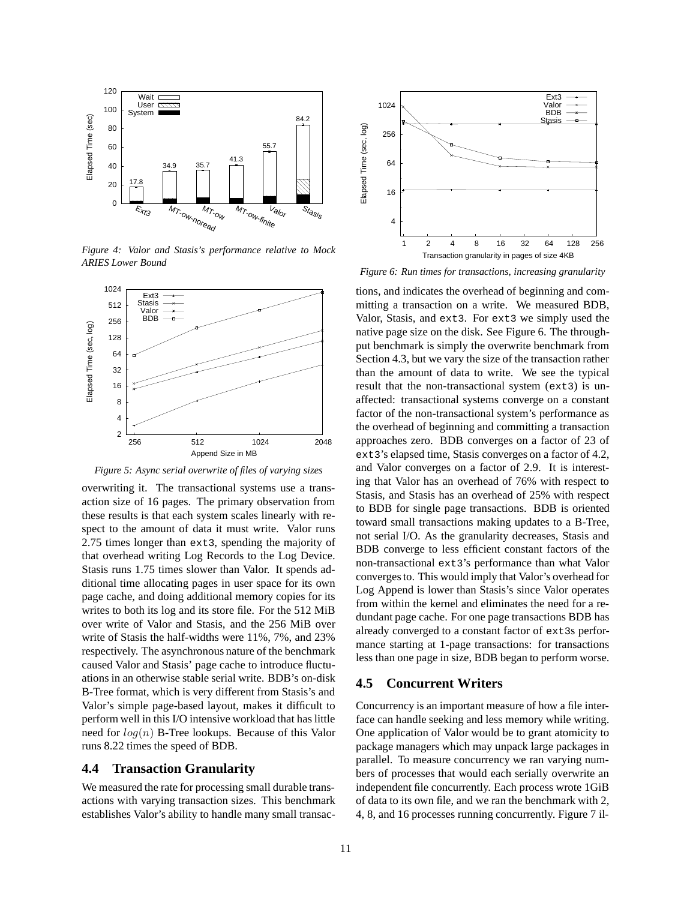*Figure 4: Valor and Stasis's performance relative to Mock ARIES Lower Bound*

*Figure 5: Async serial overwrite of files of varying sizes*

overwriting it. The transactional systems use a transaction size of 16 pages. The primary observation from these results is that each system scales linearly with respect to the amount of data it must write. Valor runs 2.75 times longer than `ext3`, spending the majority of that overhead writing Log Records to the Log Device. Stasis runs 1.75 times slower than Valor. It spends additional time allocating pages in user space for its own page cache, and doing additional memory copies for its writes to both its log and its store file. For the 512 MiB over write of Valor and Stasis, and the 256 MiB over write of Stasis the half-widths were 11%, 7%, and 23% respectively. The asynchronous nature of the benchmark caused Valor and Stasis' page cache to introduce fluctuations in an otherwise stable serial write. BDB's on-disk B-Tree format, which is very different from Stasis's and Valor's simple page-based layout, makes it difficult to perform well in this I/O intensive workload that has little need for $log(n)$ B-Tree lookups. Because of this Valor runs 8.22 times the speed of BDB.

## 4.4 Transaction Granularity

We measured the rate for processing small durable transactions with varying transaction sizes. This benchmark establishes Valor's ability to handle many small transactions, and indicates the overhead of beginning and committing a transaction on a write. We measured BDB, Valor, Stasis, and `ext3`. For `ext3` we simply used the native page size on the disk. See Figure 6. The throughput benchmark is simply the overwrite benchmark from Section 4.3, but we vary the size of the transaction rather than the amount of data to write. We see the typical result that the non-transactional system (`ext3`) is unaffected: transactional systems converge on a constant factor of the non-transactional system's performance as the overhead of beginning and committing a transaction approaches zero. BDB converges on a factor of 23 of `ext3`'s elapsed time, Stasis converges on a factor of 4.2, and Valor converges on a factor of 2.9. It is interesting that Valor has an overhead of 76% with respect to Stasis, and Stasis has an overhead of 25% with respect to BDB for single page transactions. BDB is oriented toward small transactions making updates to a B-Tree, not serial I/O. As the granularity decreases, Stasis and BDB converge to less efficient constant factors of the non-transactional `ext3`'s performance than what Valor converges to. This would imply that Valor's overhead for Log Append is lower than Stasis's since Valor operates from within the kernel and eliminates the need for a redundant page cache. For one page transactions BDB has already converged to a constant factor of `ext3`s performance starting at 1-page transactions: for transactions less than one page in size, BDB began to perform worse.

*Figure 6: Run times for transactions, increasing granularity*

## 4.5 Concurrent Writers

Concurrency is an important measure of how a file interface can handle seeking and less memory while writing. One application of Valor would be to grant atomicity to package managers which may unpack large packages in parallel. To measure concurrency we ran varying numbers of processes that would each serially overwrite an independent file concurrently. Each process wrote 1GiB of data to its own file, and we ran the benchmark with 2, 4, 8, and 16 processes running concurrently. Figure 7 il-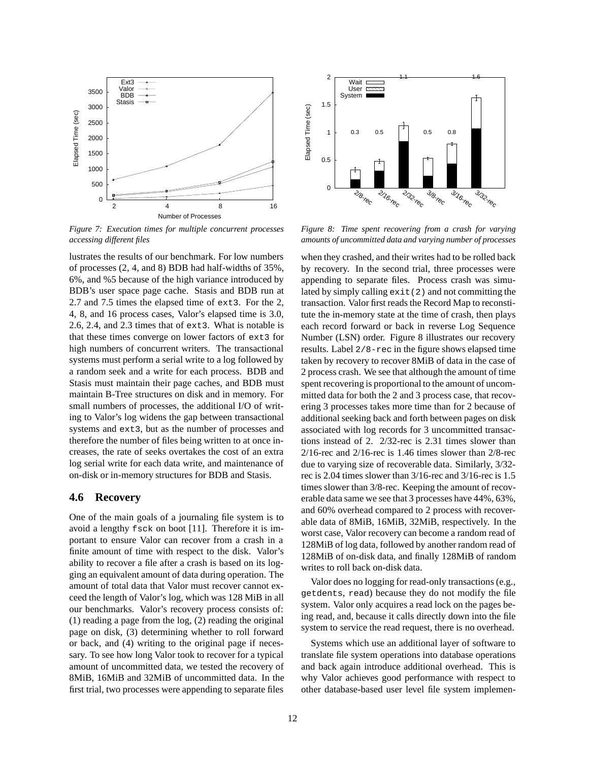*Figure 7: Execution times for multiple concurrent processes accessing different files*

*Figure 8: Time spent recovering from a crash for varying amounts of uncommitted data and varying number of processes*

lustrates the results of our benchmark. For low numbers of processes (2, 4, and 8) BDB had half-widths of 35%, 6%, and %5 because of the high variance introduced by BDB's user space page cache. Stasis and BDB run at 2.7 and 7.5 times the elapsed time of `ext3`. For the 2, 4, 8, and 16 process cases, Valor's elapsed time is 3.0, 2.6, 2.4, and 2.3 times that of `ext3`. What is notable is that these times converge on lower factors of `ext3` for high numbers of concurrent writers. The transactional systems must perform a serial write to a log followed by a random seek and a write for each process. BDB and Stasis must maintain their page caches, and BDB must maintain B-Tree structures on disk and in memory. For small numbers of processes, the additional I/O of writing to Valor's log widens the gap between transactional systems and `ext3`, but as the number of processes and therefore the number of files being written to at once increases, the rate of seeks overtakes the cost of an extra log serial write for each data write, and maintenance of on-disk or in-memory structures for BDB and Stasis.

## 4.6 Recovery

One of the main goals of a journaling file system is to avoid a lengthy `fsck` on boot [11]. Therefore it is important to ensure Valor can recover from a crash in a finite amount of time with respect to the disk. Valor's ability to recover a file after a crash is based on its logging an equivalent amount of data during operation. The amount of total data that Valor must recover cannot exceed the length of Valor's log, which was 128 MiB in all our benchmarks. Valor's recovery process consists of: (1) reading a page from the log, (2) reading the original page on disk, (3) determining whether to roll forward or back, and (4) writing to the original page if necessary. To see how long Valor took to recover for a typical amount of uncommitted data, we tested the recovery of 8MiB, 16MiB and 32MiB of uncommitted data. In the first trial, two processes were appending to separate files when they crashed, and their writes had to be rolled back by recovery. In the second trial, three processes were appending to separate files. Process crash was simulated by simply calling `exit(2)` and not committing the transaction. Valor first reads the Record Map to reconstitute the in-memory state at the time of crash, then plays each record forward or back in reverse Log Sequence Number (LSN) order. Figure 8 illustrates our recovery results. Label `2/8-rec` in the figure shows elapsed time taken by recovery to recover 8MiB of data in the case of 2 process crash. We see that although the amount of time spent recovering is proportional to the amount of uncommitted data for both the 2 and 3 process case, that recovering 3 processes takes more time than for 2 because of additional seeking back and forth between pages on disk associated with log records for 3 uncommitted transactions instead of 2. 2/32-rec is 2.31 times slower than 2/16-rec and 2/16-rec is 1.46 times slower than 2/8-rec due to varying size of recoverable data. Similarly, 3/32-rec is 2.04 times slower than 3/16-rec and 3/16-rec is 1.5 times slower than 3/8-rec. Keeping the amount of recoverable data same we see that 3 processes have 44%, 63%, and 60% overhead compared to 2 process with recoverable data of 8MiB, 16MiB, 32MiB, respectively. In the worst case, Valor recovery can become a random read of 128MiB of log data, followed by another random read of 128MiB of on-disk data, and finally 128MiB of random writes to roll back on-disk data.

Valor does no logging for read-only transactions (e.g., `getdents`, `read`) because they do not modify the file system. Valor only acquires a read lock on the pages being read, and, because it calls directly down into the file system to service the read request, there is no overhead.

Systems which use an additional layer of software to translate file system operations into database operations and back again introduce additional overhead. This is why Valor achieves good performance with respect to other database-based user level file system implemen-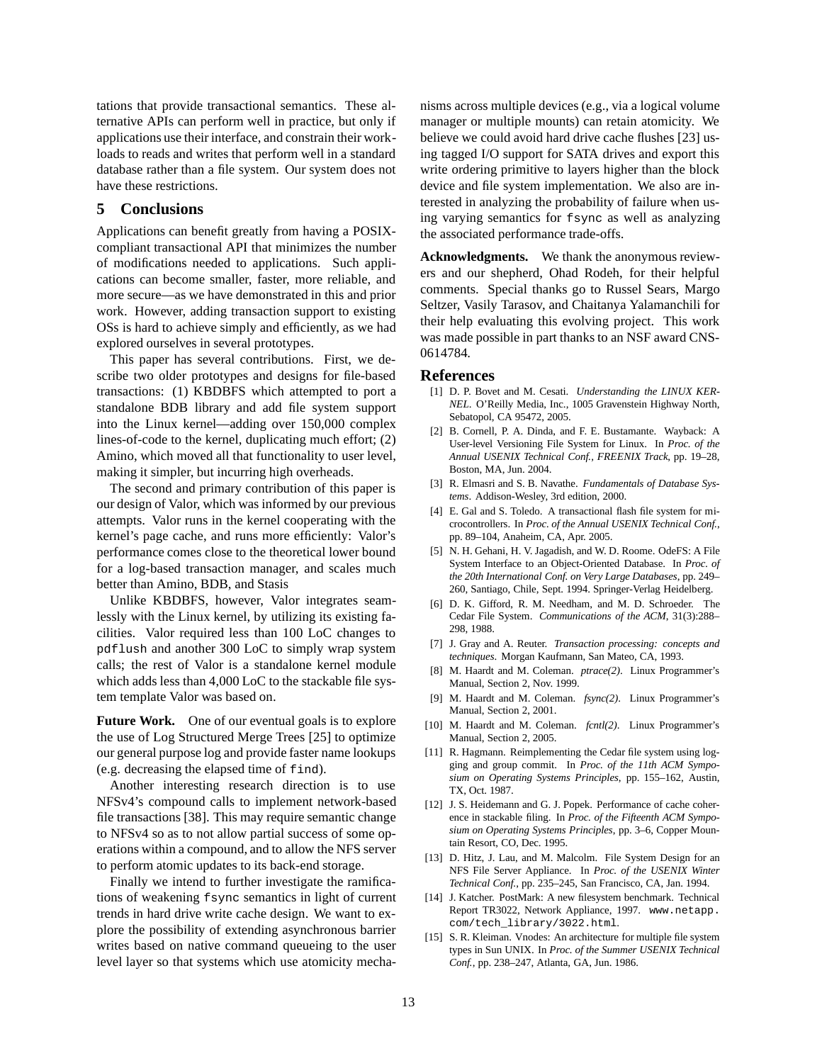tations that provide transactional semantics. These alternative APIs can perform well in practice, but only if applications use their interface, and constrain their workloads to reads and writes that perform well in a standard database rather than a file system. Our system does not have these restrictions.

## 5 Conclusions

Applications can benefit greatly from having a POSIX-compliant transactional API that minimizes the number of modifications needed to applications. Such applications can become smaller, faster, more reliable, and more secure—as we have demonstrated in this and prior work. However, adding transaction support to existing OSs is hard to achieve simply and efficiently, as we had explored ourselves in several prototypes.

This paper has several contributions. First, we describe two older prototypes and designs for file-based transactions: (1) KBDBFS which attempted to port a standalone BDB library and add file system support into the Linux kernel—adding over 150,000 complex lines-of-code to the kernel, duplicating much effort; (2) Amino, which moved all that functionality to user level, making it simpler, but incurring high overheads.

The second and primary contribution of this paper is our design of Valor, which was informed by our previous attempts. Valor runs in the kernel cooperating with the kernel's page cache, and runs more efficiently: Valor's performance comes close to the theoretical lower bound for a log-based transaction manager, and scales much better than Amino, BDB, and Stasis

Unlike KBDBFS, however, Valor integrates seamlessly with the Linux kernel, by utilizing its existing facilities. Valor required less than 100 LoC changes to `pdflush` and another 300 LoC to simply wrap system calls; the rest of Valor is a standalone kernel module which adds less than 4,000 LoC to the stackable file system template Valor was based on.

**Future Work.** One of our eventual goals is to explore the use of Log Structured Merge Trees [25] to optimize our general purpose log and provide faster name lookups (e.g. decreasing the elapsed time of `find`).

Another interesting research direction is to use NFSv4's compound calls to implement network-based file transactions [38]. This may require semantic change to NFSv4 so as to not allow partial success of some operations within a compound, and to allow the NFS server to perform atomic updates to its back-end storage.

Finally we intend to further investigate the ramifications of weakening `fsync` semantics in light of current trends in hard drive write cache design. We want to explore the possibility of extending asynchronous barrier writes based on native command queueing to the user level layer so that systems which use atomicity mechanisms across multiple devices (e.g., via a logical volume manager or multiple mounts) can retain atomicity. We believe we could avoid hard drive cache flushes [23] using tagged I/O support for SATA drives and export this write ordering primitive to layers higher than the block device and file system implementation. We also are interested in analyzing the probability of failure when using varying semantics for `fsync` as well as analyzing the associated performance trade-offs.

**Acknowledgments.** We thank the anonymous reviewers and our shepherd, Ohad Rodeh, for their helpful comments. Special thanks go to Russel Sears, Margo Seltzer, Vasily Tarasov, and Chaitanya Yalamanchili for their help evaluating this evolving project. This work was made possible in part thanks to an NSF award CNS-0614784.

## References

[1] D. P. Bovet and M. Cesati. *Understanding the LINUX KERNEL*. O'Reilly Media, Inc., 1005 Gravenstein Highway North, Sebatopol, CA 95472, 2005.

[2] B. Cornell, P. A. Dinda, and F. E. Bustamante. Wayback: A User-level Versioning File System for Linux. In *Proc. of the Annual USENIX Technical Conf., FREENIX Track*, pp. 19–28, Boston, MA, Jun. 2004.

[3] R. Elmasri and S. B. Navathe. *Fundamentals of Database Systems*. Addison-Wesley, 3rd edition, 2000.

[4] E. Gal and S. Toledo. A transactional flash file system for microcontrollers. In *Proc. of the Annual USENIX Technical Conf.*, pp. 89–104, Anaheim, CA, Apr. 2005.

[5] N. H. Gehani, H. V. Jagadish, and W. D. Roome. OdeFS: A File System Interface to an Object-Oriented Database. In *Proc. of the 20th International Conf. on Very Large Databases*, pp. 249–260, Santiago, Chile, Sept. 1994. Springer-Verlag Heidelberg.

[6] D. K. Gifford, R. M. Needham, and M. D. Schroeder. The Cedar File System. *Communications of the ACM*, 31(3):288–298, 1988.

[7] J. Gray and A. Reuter. *Transaction processing: concepts and techniques*. Morgan Kaufmann, San Mateo, CA, 1993.

[8] M. Haardt and M. Coleman. *ptrace(2)*. Linux Programmer's Manual, Section 2, Nov. 1999.

[9] M. Haardt and M. Coleman. *fsync(2)*. Linux Programmer's Manual, Section 2, 2001.

[10] M. Haardt and M. Coleman. *fcntl(2)*. Linux Programmer's Manual, Section 2, 2005.

[11] R. Hagmann. Reimplementing the Cedar file system using logging and group commit. In *Proc. of the 11th ACM Symposium on Operating Systems Principles*, pp. 155–162, Austin, TX, Oct. 1987.

[12] J. S. Heidemann and G. J. Popek. Performance of cache coherence in stackable filing. In *Proc. of the Fifteenth ACM Symposium on Operating Systems Principles*, pp. 3–6, Copper Mountain Resort, CO, Dec. 1995.

[13] D. Hitz, J. Lau, and M. Malcolm. File System Design for an NFS File Server Appliance. In *Proc. of the USENIX Winter Technical Conf.*, pp. 235–245, San Francisco, CA, Jan. 1994.

[14] J. Katcher. PostMark: A new filesystem benchmark. Technical Report TR3022, Network Appliance, 1997. `www.netapp.com/tech_library/3022.html`.

[15] S. R. Kleiman. Vnodes: An architecture for multiple file system types in Sun UNIX. In *Proc. of the Summer USENIX Technical Conf.*, pp. 238–247, Atlanta, GA, Jun. 1986.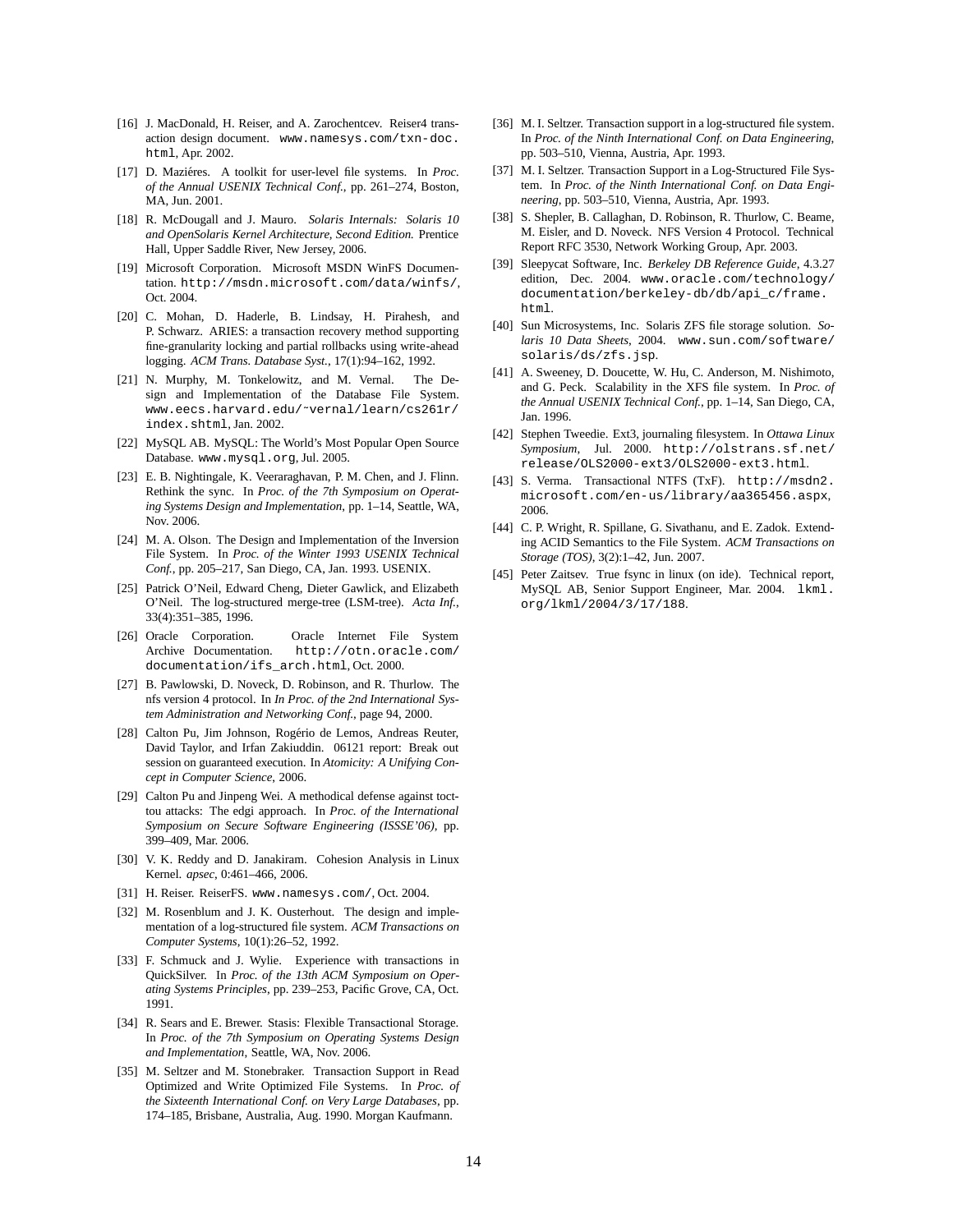[16] J. MacDonald, H. Reiser, and A. Zarochentcev. Reiser4 transaction design document. www.namesys.com/txn-doc.html, Apr. 2002.

[17] D. Maziéres. A toolkit for user-level file systems. In *Proc. of the Annual USENIX Technical Conf.*, pp. 261–274, Boston, MA, Jun. 2001.

[18] R. McDougall and J. Mauro. *Solaris Internals: Solaris 10 and OpenSolaris Kernel Architecture, Second Edition.* Prentice Hall, Upper Saddle River, New Jersey, 2006.

[19] Microsoft Corporation. Microsoft MSDN WinFS Documentation. http://msdn.microsoft.com/data/winfs/, Oct. 2004.

[20] C. Mohan, D. Haderle, B. Lindsay, H. Pirahesh, and P. Schwarz. ARIES: a transaction recovery method supporting fine-granularity locking and partial rollbacks using write-ahead logging. *ACM Trans. Database Syst.*, 17(1):94–162, 1992.

[21] N. Murphy, M. Tonkelowitz, and M. Vernal. The Design and Implementation of the Database File System. www.eecs.harvard.edu/~vernal/learn/cs261r/index.shtml, Jan. 2002.

[22] MySQL AB. MySQL: The World's Most Popular Open Source Database. www.mysql.org, Jul. 2005.

[23] E. B. Nightingale, K. Veeraraghavan, P. M. Chen, and J. Flinn. Rethink the sync. In *Proc. of the 7th Symposium on Operating Systems Design and Implementation*, pp. 1–14, Seattle, WA, Nov. 2006.

[24] M. A. Olson. The Design and Implementation of the Inversion File System. In *Proc. of the Winter 1993 USENIX Technical Conf.*, pp. 205–217, San Diego, CA, Jan. 1993. USENIX.

[25] Patrick O'Neil, Edward Cheng, Dieter Gawlick, and Elizabeth O'Neil. The log-structured merge-tree (LSM-tree). *Acta Inf.*, 33(4):351–385, 1996.

[26] Oracle Corporation. Oracle Internet File System Archive Documentation. http://otn.oracle.com/documentation/ifs_arch.html, Oct. 2000.

[27] B. Pawlowski, D. Noveck, D. Robinson, and R. Thurlow. The nfs version 4 protocol. In *In Proc. of the 2nd International System Administration and Networking Conf.*, page 94, 2000.

[28] Calton Pu, Jim Johnson, Rogério de Lemos, Andreas Reuter, David Taylor, and Irfan Zakiuddin. 06121 report: Break out session on guaranteed execution. In *Atomicity: A Unifying Concept in Computer Science*, 2006.

[29] Calton Pu and Jinpeng Wei. A methodical defense against tocttou attacks: The edgi approach. In *Proc. of the International Symposium on Secure Software Engineering (ISSSE'06)*, pp. 399–409, Mar. 2006.

[30] V. K. Reddy and D. Janakiram. Cohesion Analysis in Linux Kernel. *apsec*, 0:461–466, 2006.

[31] H. Reiser. ReiserFS. www.namesys.com/, Oct. 2004.

[32] M. Rosenblum and J. K. Ousterhout. The design and implementation of a log-structured file system. *ACM Transactions on Computer Systems*, 10(1):26–52, 1992.

[33] F. Schmuck and J. Wylie. Experience with transactions in QuickSilver. In *Proc. of the 13th ACM Symposium on Operating Systems Principles*, pp. 239–253, Pacific Grove, CA, Oct. 1991.

[34] R. Sears and E. Brewer. Stasis: Flexible Transactional Storage. In *Proc. of the 7th Symposium on Operating Systems Design and Implementation*, Seattle, WA, Nov. 2006.

[35] M. Seltzer and M. Stonebraker. Transaction Support in Read Optimized and Write Optimized File Systems. In *Proc. of the Sixteenth International Conf. on Very Large Databases*, pp. 174–185, Brisbane, Australia, Aug. 1990. Morgan Kaufmann.

[36] M. I. Seltzer. Transaction support in a log-structured file system. In *Proc. of the Ninth International Conf. on Data Engineering*, pp. 503–510, Vienna, Austria, Apr. 1993.

[37] M. I. Seltzer. Transaction Support in a Log-Structured File System. In *Proc. of the Ninth International Conf. on Data Engineering*, pp. 503–510, Vienna, Austria, Apr. 1993.

[38] S. Shepler, B. Callaghan, D. Robinson, R. Thurlow, C. Beame, M. Eisler, and D. Noveck. NFS Version 4 Protocol. Technical Report RFC 3530, Network Working Group, Apr. 2003.

[39] Sleepycat Software, Inc. *Berkeley DB Reference Guide*, 4.3.27 edition, Dec. 2004. www.oracle.com/technology/documentation/berkeley-db/db/api_c/frame.html.

[40] Sun Microsystems, Inc. Solaris ZFS file storage solution. *Solaris 10 Data Sheets*, 2004. www.sun.com/software/solaris/ds/zfs.jsp.

[41] A. Sweeney, D. Doucette, W. Hu, C. Anderson, M. Nishimoto, and G. Peck. Scalability in the XFS file system. In *Proc. of the Annual USENIX Technical Conf.*, pp. 1–14, San Diego, CA, Jan. 1996.

[42] Stephen Tweedie. Ext3, journaling filesystem. In *Ottawa Linux Symposium*, Jul. 2000. http://olstrans.sf.net/release/OLS2000-ext3/OLS2000-ext3.html.

[43] S. Verma. Transactional NTFS (TxF). http://msdn2.microsoft.com/en-us/library/aa365456.aspx, 2006.

[44] C. P. Wright, R. Spillane, G. Sivathanu, and E. Zadok. Extending ACID Semantics to the File System. *ACM Transactions on Storage (TOS)*, 3(2):1–42, Jun. 2007.

[45] Peter Zaitsev. True fsync in linux (on ide). Technical report, MySQL AB, Senior Support Engineer, Mar. 2004. lkml.org/lkml/2004/3/17/188.